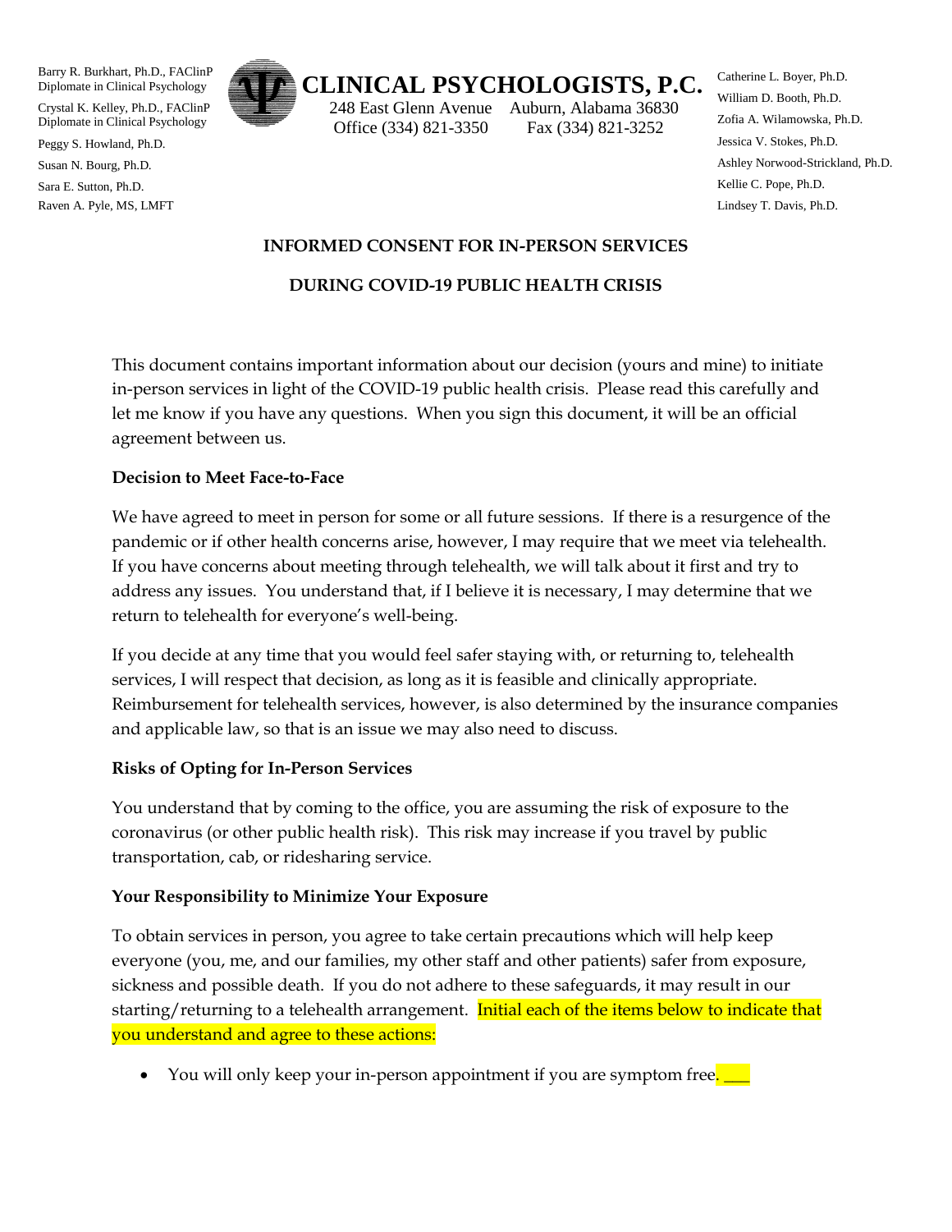Barry R. Burkhart, Ph.D., FAClinP
Diplomate in Clinical Psychology

Crystal K. Kelley, Ph.D., FAClinP
Diplomate in Clinical Psychology

Peggy S. Howland, Ph.D.

Susan N. Bourg, Ph.D.

Sara E. Sutton, Ph.D.

Raven A. Pyle, MS, LMFT

# CLINICAL PSYCHOLOGISTS, P.C.

248 East Glenn Avenue Auburn, Alabama 36830
Office (334) 821-3350 Fax (334) 821-3252

Catherine L. Boyer, Ph.D.

William D. Booth, Ph.D.

Zofia A. Wilamowska, Ph.D.

Jessica V. Stokes, Ph.D.

Ashley Norwood-Strickland, Ph.D.

Kellie C. Pope, Ph.D.

Lindsey T. Davis, Ph.D.

## INFORMED CONSENT FOR IN-PERSON SERVICES

## DURING COVID-19 PUBLIC HEALTH CRISIS

This document contains important information about our decision (yours and mine) to initiate in-person services in light of the COVID-19 public health crisis. Please read this carefully and let me know if you have any questions. When you sign this document, it will be an official agreement between us.

**Decision to Meet Face-to-Face**

We have agreed to meet in person for some or all future sessions. If there is a resurgence of the pandemic or if other health concerns arise, however, I may require that we meet via telehealth. If you have concerns about meeting through telehealth, we will talk about it first and try to address any issues. You understand that, if I believe it is necessary, I may determine that we return to telehealth for everyone's well-being.

If you decide at any time that you would feel safer staying with, or returning to, telehealth services, I will respect that decision, as long as it is feasible and clinically appropriate. Reimbursement for telehealth services, however, is also determined by the insurance companies and applicable law, so that is an issue we may also need to discuss.

**Risks of Opting for In-Person Services**

You understand that by coming to the office, you are assuming the risk of exposure to the coronavirus (or other public health risk). This risk may increase if you travel by public transportation, cab, or ridesharing service.

**Your Responsibility to Minimize Your Exposure**

To obtain services in person, you agree to take certain precautions which will help keep everyone (you, me, and our families, my other staff and other patients) safer from exposure, sickness and possible death. If you do not adhere to these safeguards, it may result in our starting/returning to a telehealth arrangement. Initial each of the items below to indicate that you understand and agree to these actions:

- You will only keep your in-person appointment if you are symptom free. ___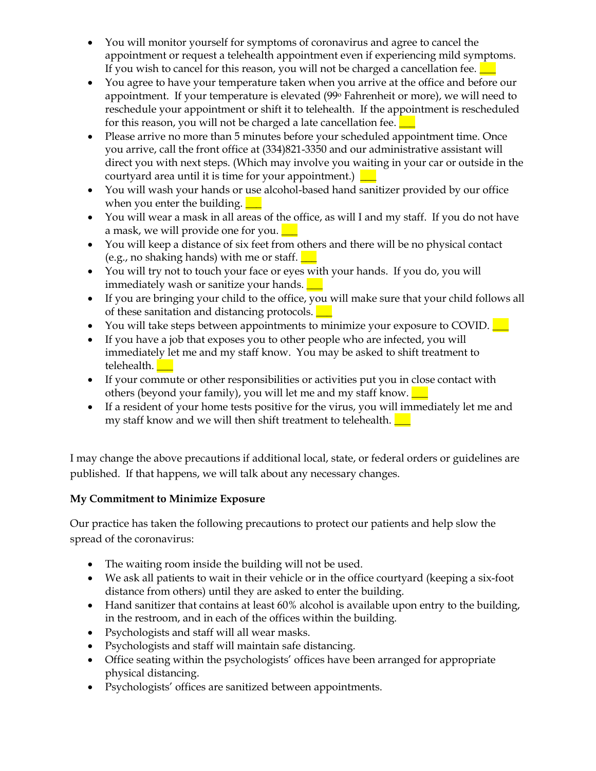- You will monitor yourself for symptoms of coronavirus and agree to cancel the appointment or request a telehealth appointment even if experiencing mild symptoms. If you wish to cancel for this reason, you will not be charged a cancellation fee. ___
- You agree to have your temperature taken when you arrive at the office and before our appointment. If your temperature is elevated (99º Fahrenheit or more), we will need to reschedule your appointment or shift it to telehealth. If the appointment is rescheduled for this reason, you will not be charged a late cancellation fee. ___
- Please arrive no more than 5 minutes before your scheduled appointment time. Once you arrive, call the front office at (334)821-3350 and our administrative assistant will direct you with next steps. (Which may involve you waiting in your car or outside in the courtyard area until it is time for your appointment.) ___
- You will wash your hands or use alcohol-based hand sanitizer provided by our office when you enter the building. ___
- You will wear a mask in all areas of the office, as will I and my staff. If you do not have a mask, we will provide one for you. ___
- You will keep a distance of six feet from others and there will be no physical contact (e.g., no shaking hands) with me or staff. ___
- You will try not to touch your face or eyes with your hands. If you do, you will immediately wash or sanitize your hands. ___
- If you are bringing your child to the office, you will make sure that your child follows all of these sanitation and distancing protocols. ___
- You will take steps between appointments to minimize your exposure to COVID. ___
- If you have a job that exposes you to other people who are infected, you will immediately let me and my staff know. You may be asked to shift treatment to telehealth. ___
- If your commute or other responsibilities or activities put you in close contact with others (beyond your family), you will let me and my staff know. ___
- If a resident of your home tests positive for the virus, you will immediately let me and my staff know and we will then shift treatment to telehealth. ___

I may change the above precautions if additional local, state, or federal orders or guidelines are published. If that happens, we will talk about any necessary changes.

**My Commitment to Minimize Exposure**

Our practice has taken the following precautions to protect our patients and help slow the spread of the coronavirus:

- The waiting room inside the building will not be used.
- We ask all patients to wait in their vehicle or in the office courtyard (keeping a six-foot distance from others) until they are asked to enter the building.
- Hand sanitizer that contains at least 60% alcohol is available upon entry to the building, in the restroom, and in each of the offices within the building.
- Psychologists and staff will all wear masks.
- Psychologists and staff will maintain safe distancing.
- Office seating within the psychologists' offices have been arranged for appropriate physical distancing.
- Psychologists' offices are sanitized between appointments.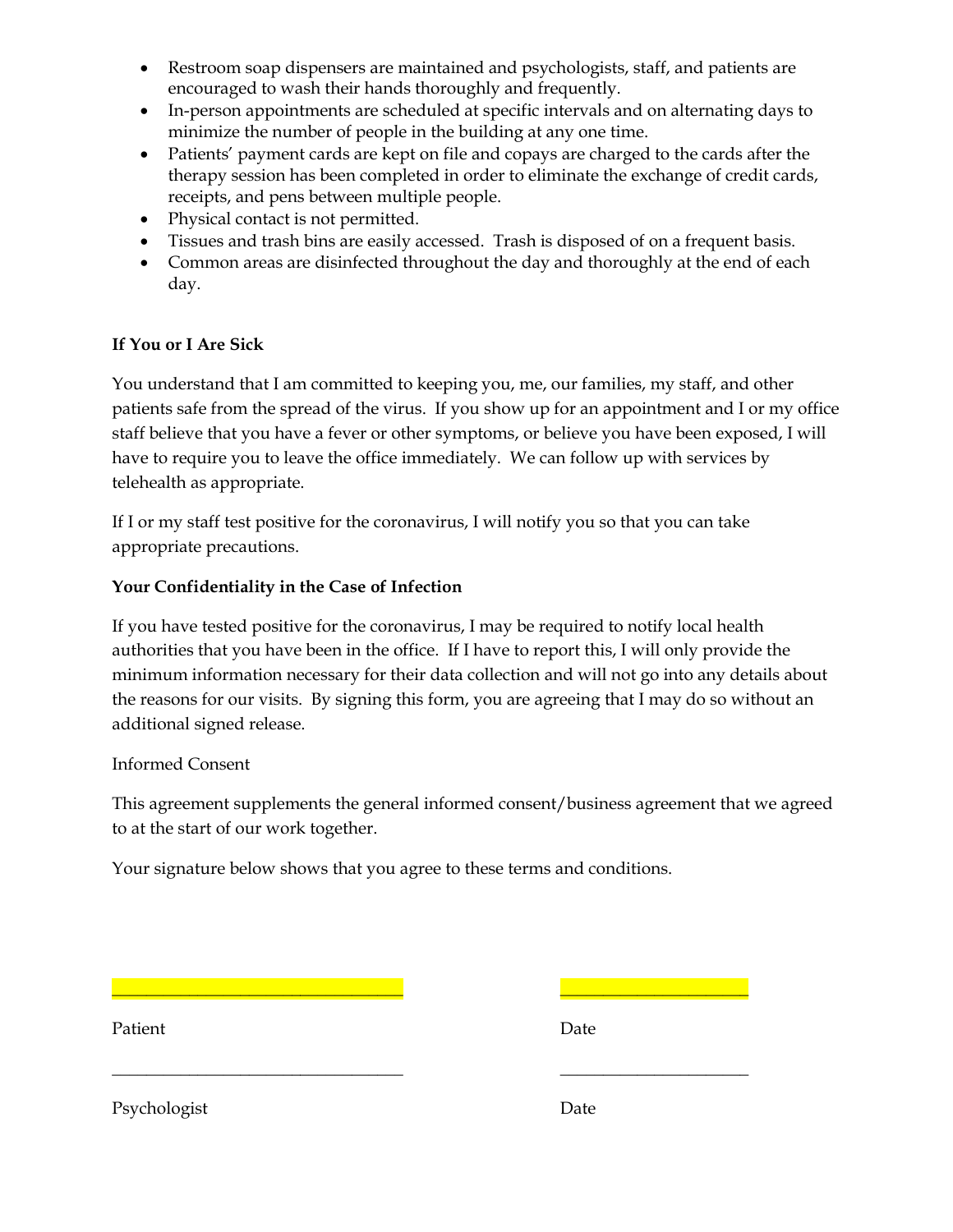- Restroom soap dispensers are maintained and psychologists, staff, and patients are encouraged to wash their hands thoroughly and frequently.
- In-person appointments are scheduled at specific intervals and on alternating days to minimize the number of people in the building at any one time.
- Patients' payment cards are kept on file and copays are charged to the cards after the therapy session has been completed in order to eliminate the exchange of credit cards, receipts, and pens between multiple people.
- Physical contact is not permitted.
- Tissues and trash bins are easily accessed. Trash is disposed of on a frequent basis.
- Common areas are disinfected throughout the day and thoroughly at the end of each day.

**If You or I Are Sick**

You understand that I am committed to keeping you, me, our families, my staff, and other patients safe from the spread of the virus. If you show up for an appointment and I or my office staff believe that you have a fever or other symptoms, or believe you have been exposed, I will have to require you to leave the office immediately. We can follow up with services by telehealth as appropriate.

If I or my staff test positive for the coronavirus, I will notify you so that you can take appropriate precautions.

**Your Confidentiality in the Case of Infection**

If you have tested positive for the coronavirus, I may be required to notify local health authorities that you have been in the office. If I have to report this, I will only provide the minimum information necessary for their data collection and will not go into any details about the reasons for our visits. By signing this form, you are agreeing that I may do so without an additional signed release.

Informed Consent

This agreement supplements the general informed consent/business agreement that we agreed to at the start of our work together.

Your signature below shows that you agree to these terms and conditions.

_________________________________          ______________________

Patient          Date

_________________________________          ______________________

Psychologist          Date